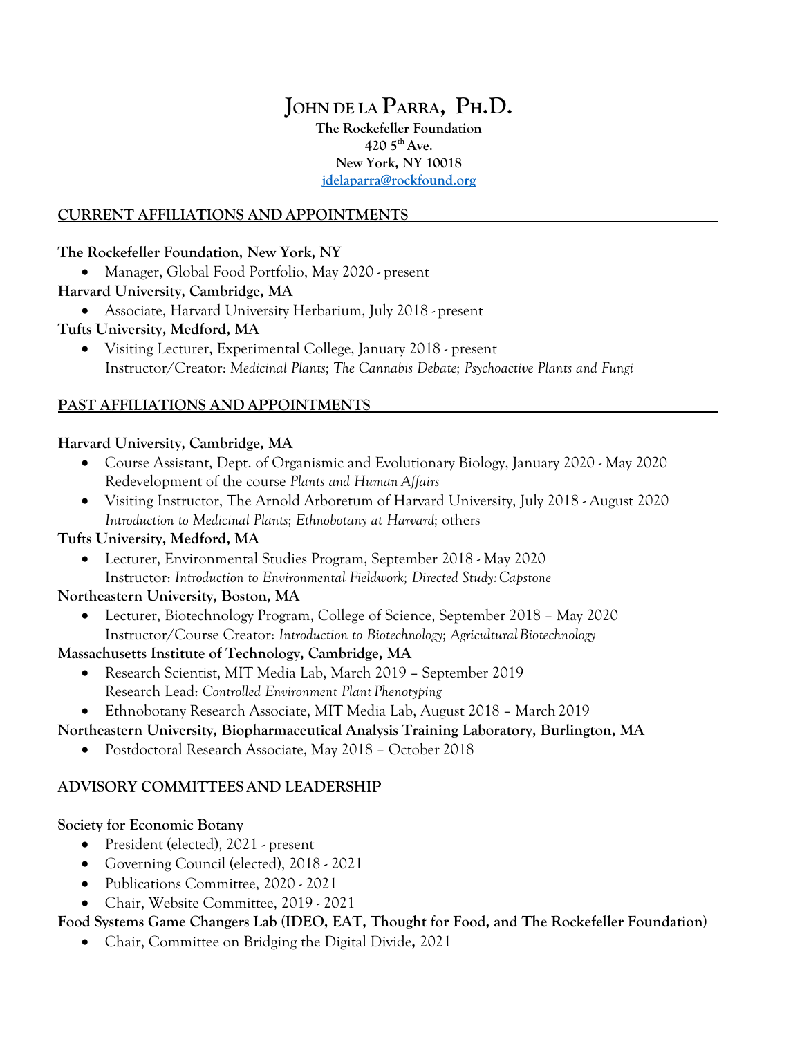# John de la Parra, Ph.D.

**The Rockefeller Foundation**
**420 5th Ave.**
**New York, NY 10018**
**[jdelaparra@rockfound.org](mailto:jdelaparra@rockfound.org)**

## CURRENT AFFILIATIONS AND APPOINTMENTS

**The Rockefeller Foundation, New York, NY**

- Manager, Global Food Portfolio, May 2020 - present

**Harvard University, Cambridge, MA**

- Associate, Harvard University Herbarium, July 2018 - present

**Tufts University, Medford, MA**

- Visiting Lecturer, Experimental College, January 2018 - present
  Instructor/Creator: *Medicinal Plants; The Cannabis Debate; Psychoactive Plants and Fungi*

## PAST AFFILIATIONS AND APPOINTMENTS

**Harvard University, Cambridge, MA**

- Course Assistant, Dept. of Organismic and Evolutionary Biology, January 2020 - May 2020
  Redevelopment of the course *Plants and Human Affairs*
- Visiting Instructor, The Arnold Arboretum of Harvard University, July 2018 - August 2020
  *Introduction to Medicinal Plants; Ethnobotany at Harvard;* others

**Tufts University, Medford, MA**

- Lecturer, Environmental Studies Program, September 2018 - May 2020
  Instructor: *Introduction to Environmental Fieldwork; Directed Study: Capstone*

**Northeastern University, Boston, MA**

- Lecturer, Biotechnology Program, College of Science, September 2018 – May 2020
  Instructor/Course Creator: *Introduction to Biotechnology; Agricultural Biotechnology*

**Massachusetts Institute of Technology, Cambridge, MA**

- Research Scientist, MIT Media Lab, March 2019 – September 2019
  Research Lead: *Controlled Environment Plant Phenotyping*
- Ethnobotany Research Associate, MIT Media Lab, August 2018 – March 2019

**Northeastern University, Biopharmaceutical Analysis Training Laboratory, Burlington, MA**

- Postdoctoral Research Associate, May 2018 – October 2018

## ADVISORY COMMITTEES AND LEADERSHIP

**Society for Economic Botany**

- President (elected), 2021 - present
- Governing Council (elected), 2018 - 2021
- Publications Committee, 2020 - 2021
- Chair, Website Committee, 2019 - 2021

**Food Systems Game Changers Lab (IDEO, EAT, Thought for Food, and The Rockefeller Foundation)**

- Chair, Committee on Bridging the Digital Divide**,** 2021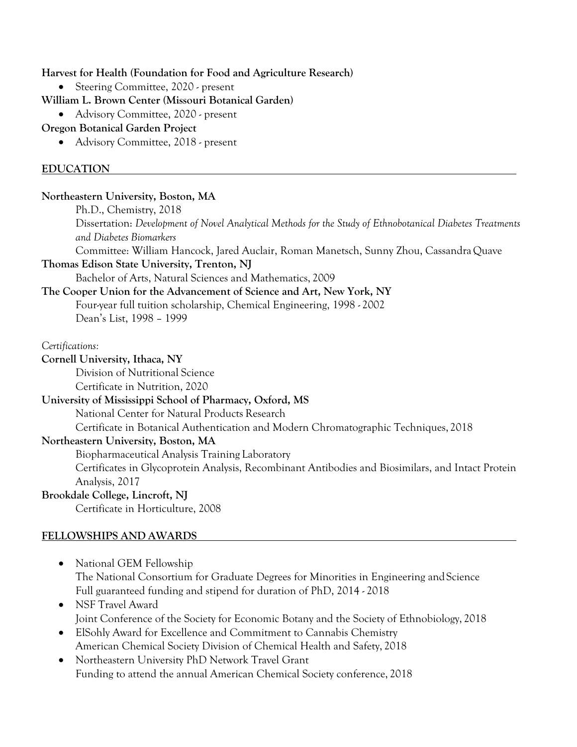**Harvest for Health (Foundation for Food and Agriculture Research)**

- Steering Committee, 2020 - present

**William L. Brown Center (Missouri Botanical Garden)**

- Advisory Committee, 2020 - present

**Oregon Botanical Garden Project**

- Advisory Committee, 2018 - present

## EDUCATION

**Northeastern University, Boston, MA**

Ph.D., Chemistry, 2018

Dissertation: *Development of Novel Analytical Methods for the Study of Ethnobotanical Diabetes Treatments and Diabetes Biomarkers*

Committee: William Hancock, Jared Auclair, Roman Manetsch, Sunny Zhou, Cassandra Quave

**Thomas Edison State University, Trenton, NJ**

Bachelor of Arts, Natural Sciences and Mathematics, 2009

**The Cooper Union for the Advancement of Science and Art, New York, NY**

Four-year full tuition scholarship, Chemical Engineering, 1998 - 2002

Dean's List, 1998 – 1999

*Certifications:*

**Cornell University, Ithaca, NY**

Division of Nutritional Science

Certificate in Nutrition, 2020

**University of Mississippi School of Pharmacy, Oxford, MS**

National Center for Natural Products Research

Certificate in Botanical Authentication and Modern Chromatographic Techniques, 2018

**Northeastern University, Boston, MA**

Biopharmaceutical Analysis Training Laboratory

Certificates in Glycoprotein Analysis, Recombinant Antibodies and Biosimilars, and Intact Protein Analysis, 2017

**Brookdale College, Lincroft, NJ**

Certificate in Horticulture, 2008

## FELLOWSHIPS AND AWARDS

- National GEM Fellowship
  The National Consortium for Graduate Degrees for Minorities in Engineering and Science
  Full guaranteed funding and stipend for duration of PhD, 2014 - 2018
- NSF Travel Award
  Joint Conference of the Society for Economic Botany and the Society of Ethnobiology, 2018
- ElSohly Award for Excellence and Commitment to Cannabis Chemistry
  American Chemical Society Division of Chemical Health and Safety, 2018
- Northeastern University PhD Network Travel Grant
  Funding to attend the annual American Chemical Society conference, 2018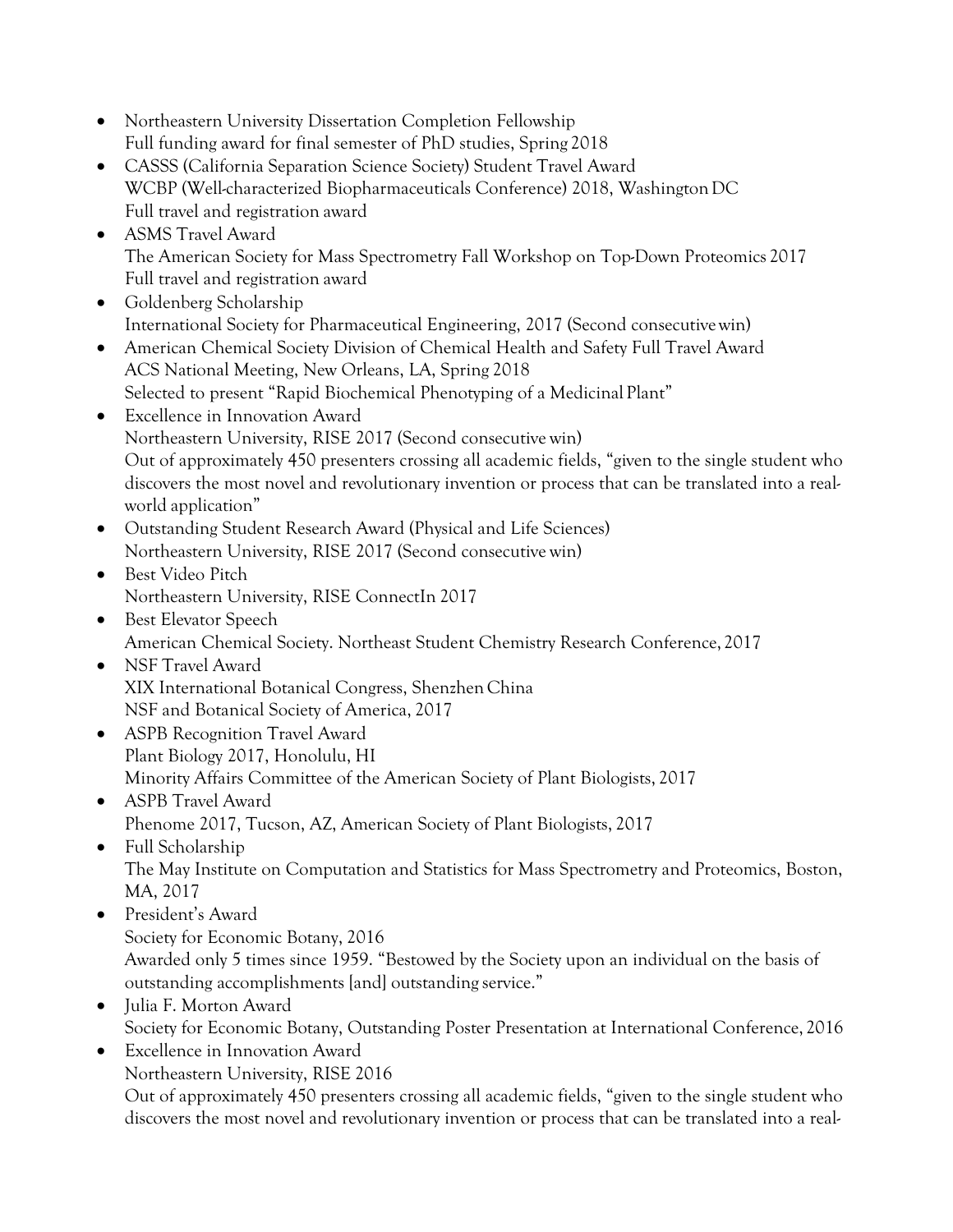- Northeastern University Dissertation Completion Fellowship
  Full funding award for final semester of PhD studies, Spring 2018
- CASSS (California Separation Science Society) Student Travel Award
  WCBP (Well-characterized Biopharmaceuticals Conference) 2018, Washington DC
  Full travel and registration award
- ASMS Travel Award
  The American Society for Mass Spectrometry Fall Workshop on Top-Down Proteomics 2017
  Full travel and registration award
- Goldenberg Scholarship
  International Society for Pharmaceutical Engineering, 2017 (Second consecutive win)
- American Chemical Society Division of Chemical Health and Safety Full Travel Award
  ACS National Meeting, New Orleans, LA, Spring 2018
  Selected to present "Rapid Biochemical Phenotyping of a Medicinal Plant"
- Excellence in Innovation Award
  Northeastern University, RISE 2017 (Second consecutive win)
  Out of approximately 450 presenters crossing all academic fields, "given to the single student who discovers the most novel and revolutionary invention or process that can be translated into a real-world application"
- Outstanding Student Research Award (Physical and Life Sciences)
  Northeastern University, RISE 2017 (Second consecutive win)
- Best Video Pitch
  Northeastern University, RISE ConnectIn 2017
- Best Elevator Speech
  American Chemical Society. Northeast Student Chemistry Research Conference, 2017
- NSF Travel Award
  XIX International Botanical Congress, Shenzhen China
  NSF and Botanical Society of America, 2017
- ASPB Recognition Travel Award
  Plant Biology 2017, Honolulu, HI
  Minority Affairs Committee of the American Society of Plant Biologists, 2017
- ASPB Travel Award
  Phenome 2017, Tucson, AZ, American Society of Plant Biologists, 2017
- Full Scholarship
  The May Institute on Computation and Statistics for Mass Spectrometry and Proteomics, Boston, MA, 2017
- President's Award
  Society for Economic Botany, 2016
  Awarded only 5 times since 1959. "Bestowed by the Society upon an individual on the basis of outstanding accomplishments [and] outstanding service."
- Julia F. Morton Award
  Society for Economic Botany, Outstanding Poster Presentation at International Conference, 2016
- Excellence in Innovation Award
  Northeastern University, RISE 2016
  Out of approximately 450 presenters crossing all academic fields, "given to the single student who discovers the most novel and revolutionary invention or process that can be translated into a real-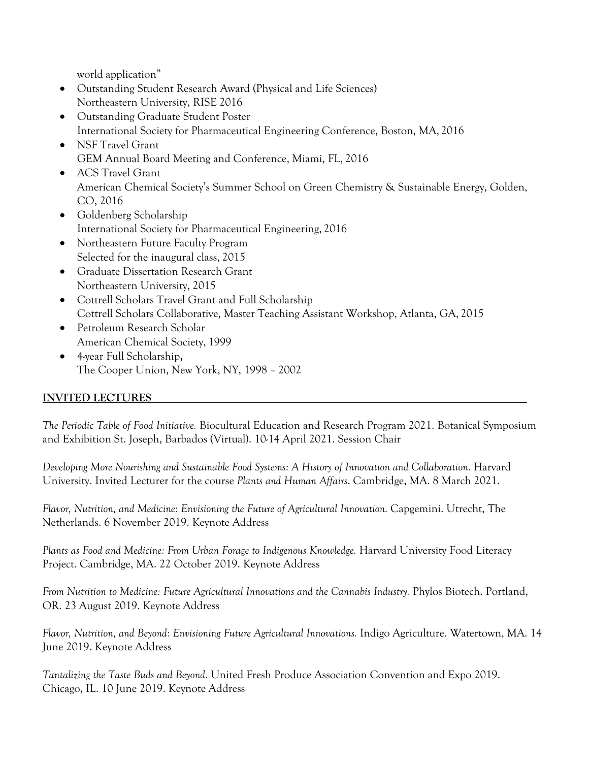world application"

- Outstanding Student Research Award (Physical and Life Sciences)
  Northeastern University, RISE 2016
- Outstanding Graduate Student Poster
  International Society for Pharmaceutical Engineering Conference, Boston, MA, 2016
- NSF Travel Grant
  GEM Annual Board Meeting and Conference, Miami, FL, 2016
- ACS Travel Grant
  American Chemical Society's Summer School on Green Chemistry & Sustainable Energy, Golden, CO, 2016
- Goldenberg Scholarship
  International Society for Pharmaceutical Engineering, 2016
- Northeastern Future Faculty Program
  Selected for the inaugural class, 2015
- Graduate Dissertation Research Grant
  Northeastern University, 2015
- Cottrell Scholars Travel Grant and Full Scholarship
  Cottrell Scholars Collaborative, Master Teaching Assistant Workshop, Atlanta, GA, 2015
- Petroleum Research Scholar
  American Chemical Society, 1999
- 4-year Full Scholarship**,**
  The Cooper Union, New York, NY, 1998 – 2002

## INVITED LECTURES

*The Periodic Table of Food Initiative.* Biocultural Education and Research Program 2021. Botanical Symposium and Exhibition St. Joseph, Barbados (Virtual). 10-14 April 2021. Session Chair

*Developing More Nourishing and Sustainable Food Systems: A History of Innovation and Collaboration.* Harvard University. Invited Lecturer for the course *Plants and Human Affairs*. Cambridge, MA. 8 March 2021.

*Flavor, Nutrition, and Medicine: Envisioning the Future of Agricultural Innovation.* Capgemini. Utrecht, The Netherlands. 6 November 2019. Keynote Address

*Plants as Food and Medicine: From Urban Forage to Indigenous Knowledge.* Harvard University Food Literacy Project. Cambridge, MA. 22 October 2019. Keynote Address

*From Nutrition to Medicine: Future Agricultural Innovations and the Cannabis Industry.* Phylos Biotech. Portland, OR. 23 August 2019. Keynote Address

*Flavor, Nutrition, and Beyond: Envisioning Future Agricultural Innovations.* Indigo Agriculture. Watertown, MA. 14 June 2019. Keynote Address

*Tantalizing the Taste Buds and Beyond.* United Fresh Produce Association Convention and Expo 2019. Chicago, IL. 10 June 2019. Keynote Address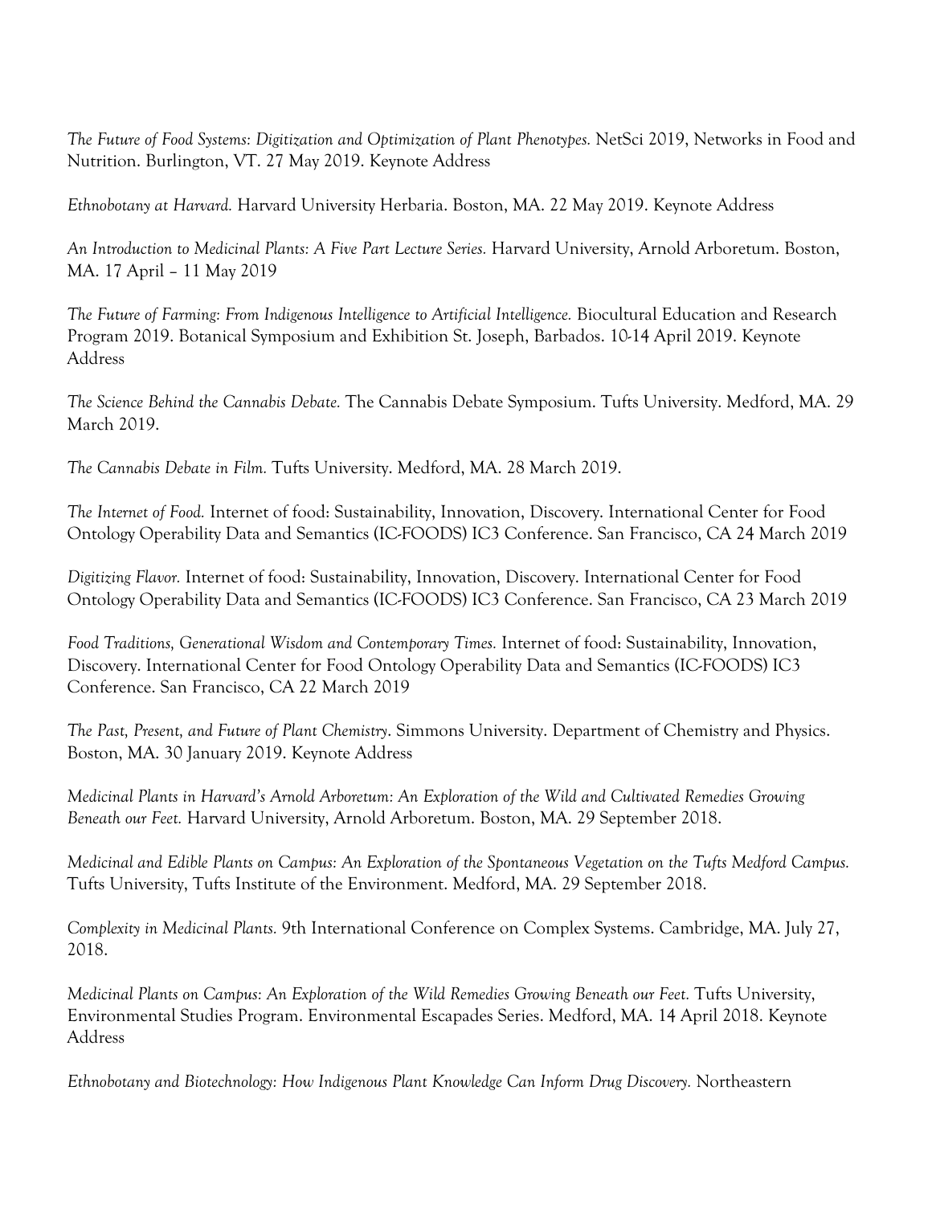*The Future of Food Systems: Digitization and Optimization of Plant Phenotypes.* NetSci 2019, Networks in Food and Nutrition. Burlington, VT. 27 May 2019. Keynote Address

*Ethnobotany at Harvard.* Harvard University Herbaria. Boston, MA. 22 May 2019. Keynote Address

*An Introduction to Medicinal Plants: A Five Part Lecture Series.* Harvard University, Arnold Arboretum. Boston, MA. 17 April – 11 May 2019

*The Future of Farming: From Indigenous Intelligence to Artificial Intelligence.* Biocultural Education and Research Program 2019. Botanical Symposium and Exhibition St. Joseph, Barbados. 10-14 April 2019. Keynote Address

*The Science Behind the Cannabis Debate.* The Cannabis Debate Symposium. Tufts University. Medford, MA. 29 March 2019.

*The Cannabis Debate in Film.* Tufts University. Medford, MA. 28 March 2019.

*The Internet of Food.* Internet of food: Sustainability, Innovation, Discovery. International Center for Food Ontology Operability Data and Semantics (IC-FOODS) IC3 Conference. San Francisco, CA 24 March 2019

*Digitizing Flavor.* Internet of food: Sustainability, Innovation, Discovery. International Center for Food Ontology Operability Data and Semantics (IC-FOODS) IC3 Conference. San Francisco, CA 23 March 2019

*Food Traditions, Generational Wisdom and Contemporary Times.* Internet of food: Sustainability, Innovation, Discovery. International Center for Food Ontology Operability Data and Semantics (IC-FOODS) IC3 Conference. San Francisco, CA 22 March 2019

*The Past, Present, and Future of Plant Chemistry*. Simmons University. Department of Chemistry and Physics. Boston, MA. 30 January 2019. Keynote Address

*Medicinal Plants in Harvard's Arnold Arboretum: An Exploration of the Wild and Cultivated Remedies Growing Beneath our Feet.* Harvard University, Arnold Arboretum. Boston, MA. 29 September 2018.

*Medicinal and Edible Plants on Campus: An Exploration of the Spontaneous Vegetation on the Tufts Medford Campus.* Tufts University, Tufts Institute of the Environment. Medford, MA. 29 September 2018.

*Complexity in Medicinal Plants.* 9th International Conference on Complex Systems. Cambridge, MA. July 27, 2018.

*Medicinal Plants on Campus: An Exploration of the Wild Remedies Growing Beneath our Feet.* Tufts University, Environmental Studies Program. Environmental Escapades Series. Medford, MA. 14 April 2018. Keynote Address

*Ethnobotany and Biotechnology: How Indigenous Plant Knowledge Can Inform Drug Discovery.* Northeastern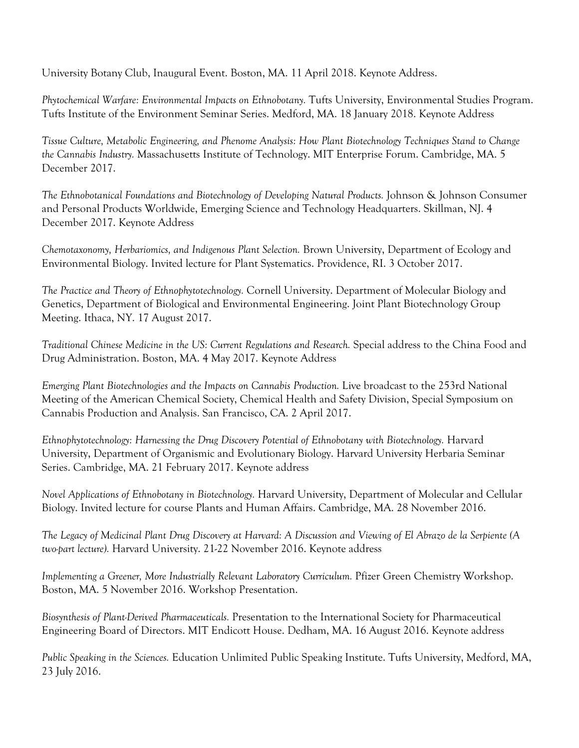University Botany Club, Inaugural Event. Boston, MA. 11 April 2018. Keynote Address.

*Phytochemical Warfare: Environmental Impacts on Ethnobotany.* Tufts University, Environmental Studies Program. Tufts Institute of the Environment Seminar Series. Medford, MA. 18 January 2018. Keynote Address

*Tissue Culture, Metabolic Engineering, and Phenome Analysis: How Plant Biotechnology Techniques Stand to Change the Cannabis Industry.* Massachusetts Institute of Technology. MIT Enterprise Forum. Cambridge, MA. 5 December 2017.

*The Ethnobotanical Foundations and Biotechnology of Developing Natural Products.* Johnson & Johnson Consumer and Personal Products Worldwide, Emerging Science and Technology Headquarters. Skillman, NJ. 4 December 2017. Keynote Address

*Chemotaxonomy, Herbariomics, and Indigenous Plant Selection.* Brown University, Department of Ecology and Environmental Biology. Invited lecture for Plant Systematics. Providence, RI. 3 October 2017.

*The Practice and Theory of Ethnophytotechnology.* Cornell University. Department of Molecular Biology and Genetics, Department of Biological and Environmental Engineering. Joint Plant Biotechnology Group Meeting. Ithaca, NY. 17 August 2017.

*Traditional Chinese Medicine in the US: Current Regulations and Research.* Special address to the China Food and Drug Administration. Boston, MA. 4 May 2017. Keynote Address

*Emerging Plant Biotechnologies and the Impacts on Cannabis Production.* Live broadcast to the 253rd National Meeting of the American Chemical Society, Chemical Health and Safety Division, Special Symposium on Cannabis Production and Analysis. San Francisco, CA. 2 April 2017.

*Ethnophytotechnology: Harnessing the Drug Discovery Potential of Ethnobotany with Biotechnology.* Harvard University, Department of Organismic and Evolutionary Biology. Harvard University Herbaria Seminar Series. Cambridge, MA. 21 February 2017. Keynote address

*Novel Applications of Ethnobotany in Biotechnology.* Harvard University, Department of Molecular and Cellular Biology. Invited lecture for course Plants and Human Affairs. Cambridge, MA. 28 November 2016.

*The Legacy of Medicinal Plant Drug Discovery at Harvard: A Discussion and Viewing of El Abrazo de la Serpiente (A two-part lecture).* Harvard University. 21-22 November 2016. Keynote address

*Implementing a Greener, More Industrially Relevant Laboratory Curriculum.* Pfizer Green Chemistry Workshop. Boston, MA. 5 November 2016. Workshop Presentation.

*Biosynthesis of Plant-Derived Pharmaceuticals.* Presentation to the International Society for Pharmaceutical Engineering Board of Directors. MIT Endicott House. Dedham, MA. 16 August 2016. Keynote address

*Public Speaking in the Sciences.* Education Unlimited Public Speaking Institute. Tufts University, Medford, MA, 23 July 2016.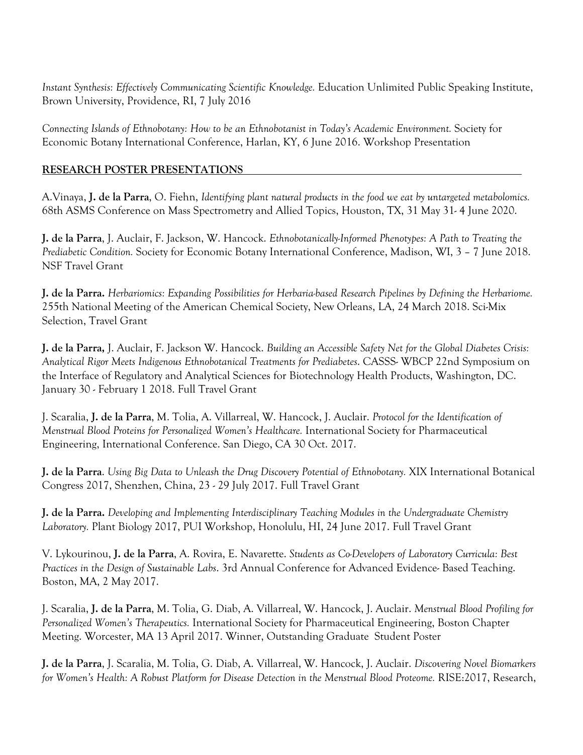*Instant Synthesis: Effectively Communicating Scientific Knowledge.* Education Unlimited Public Speaking Institute, Brown University, Providence, RI, 7 July 2016

*Connecting Islands of Ethnobotany: How to be an Ethnobotanist in Today's Academic Environment.* Society for Economic Botany International Conference, Harlan, KY, 6 June 2016. Workshop Presentation

## RESEARCH POSTER PRESENTATIONS

A.Vinaya, **J. de la Parra**, O. Fiehn, *Identifying plant natural products in the food we eat by untargeted metabolomics.* 68th ASMS Conference on Mass Spectrometry and Allied Topics, Houston, TX, 31 May 31- 4 June 2020.

**J. de la Parra**, J. Auclair, F. Jackson, W. Hancock. *Ethnobotanically-Informed Phenotypes: A Path to Treating the Prediabetic Condition.* Society for Economic Botany International Conference, Madison, WI, 3 – 7 June 2018. NSF Travel Grant

**J. de la Parra.** *Herbariomics: Expanding Possibilities for Herbaria-based Research Pipelines by Defining the Herbariome.* 255th National Meeting of the American Chemical Society, New Orleans, LA, 24 March 2018. Sci-Mix Selection, Travel Grant

**J. de la Parra,** J. Auclair, F. Jackson W. Hancock. *Building an Accessible Safety Net for the Global Diabetes Crisis: Analytical Rigor Meets Indigenous Ethnobotanical Treatments for Prediabetes*. CASSS- WBCP 22nd Symposium on the Interface of Regulatory and Analytical Sciences for Biotechnology Health Products, Washington, DC. January 30 - February 1 2018. Full Travel Grant

J. Scaralia, **J. de la Parra**, M. Tolia, A. Villarreal, W. Hancock, J. Auclair. *Protocol for the Identification of Menstrual Blood Proteins for Personalized Women's Healthcare.* International Society for Pharmaceutical Engineering, International Conference. San Diego, CA 30 Oct. 2017.

**J. de la Parra**. *Using Big Data to Unleash the Drug Discovery Potential of Ethnobotany.* XIX International Botanical Congress 2017, Shenzhen, China, 23 - 29 July 2017. Full Travel Grant

**J. de la Parra.** *Developing and Implementing Interdisciplinary Teaching Modules in the Undergraduate Chemistry Laboratory.* Plant Biology 2017, PUI Workshop, Honolulu, HI, 24 June 2017. Full Travel Grant

V. Lykourinou, **J. de la Parra**, A. Rovira, E. Navarette. *Students as Co-Developers of Laboratory Curricula: Best Practices in the Design of Sustainable Labs*. 3rd Annual Conference for Advanced Evidence- Based Teaching. Boston, MA, 2 May 2017.

J. Scaralia, **J. de la Parra**, M. Tolia, G. Diab, A. Villarreal, W. Hancock, J. Auclair. *Menstrual Blood Profiling for Personalized Women's Therapeutics.* International Society for Pharmaceutical Engineering, Boston Chapter Meeting. Worcester, MA 13 April 2017. Winner, Outstanding Graduate Student Poster

**J. de la Parra**, J. Scaralia, M. Tolia, G. Diab, A. Villarreal, W. Hancock, J. Auclair. *Discovering Novel Biomarkers for Women's Health: A Robust Platform for Disease Detection in the Menstrual Blood Proteome.* RISE:2017, Research,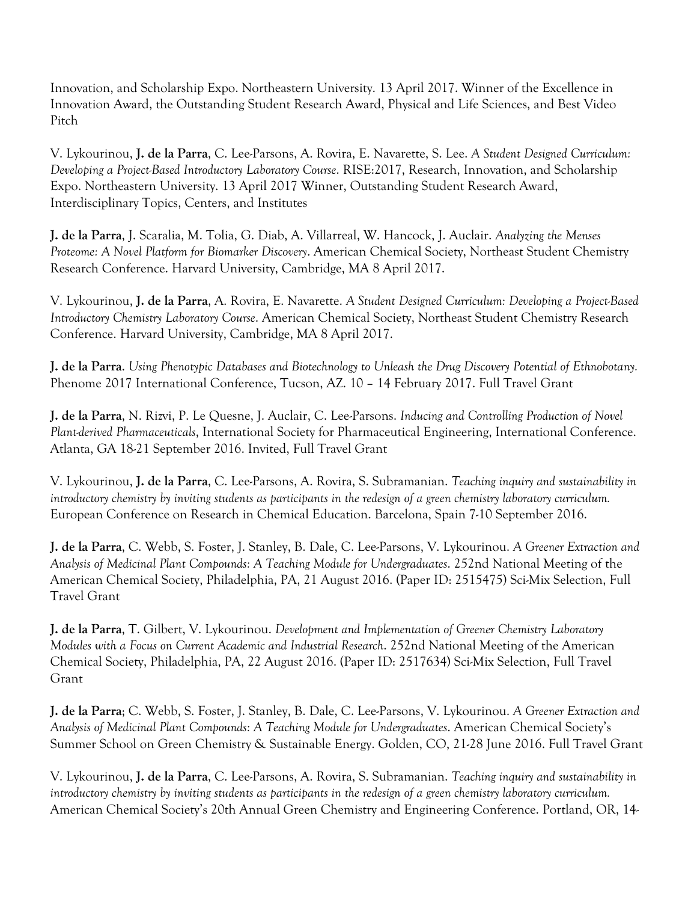Innovation, and Scholarship Expo. Northeastern University. 13 April 2017. Winner of the Excellence in Innovation Award, the Outstanding Student Research Award, Physical and Life Sciences, and Best Video Pitch

V. Lykourinou, **J. de la Parra**, C. Lee-Parsons, A. Rovira, E. Navarette, S. Lee. *A Student Designed Curriculum: Developing a Project-Based Introductory Laboratory Course*. RISE:2017, Research, Innovation, and Scholarship Expo. Northeastern University. 13 April 2017 Winner, Outstanding Student Research Award, Interdisciplinary Topics, Centers, and Institutes

**J. de la Parra**, J. Scaralia, M. Tolia, G. Diab, A. Villarreal, W. Hancock, J. Auclair. *Analyzing the Menses Proteome: A Novel Platform for Biomarker Discovery*. American Chemical Society, Northeast Student Chemistry Research Conference. Harvard University, Cambridge, MA 8 April 2017.

V. Lykourinou, **J. de la Parra**, A. Rovira, E. Navarette. *A Student Designed Curriculum: Developing a Project-Based Introductory Chemistry Laboratory Course*. American Chemical Society, Northeast Student Chemistry Research Conference. Harvard University, Cambridge, MA 8 April 2017.

**J. de la Parra**. *Using Phenotypic Databases and Biotechnology to Unleash the Drug Discovery Potential of Ethnobotany.* Phenome 2017 International Conference, Tucson, AZ. 10 – 14 February 2017. Full Travel Grant

**J. de la Parra**, N. Rizvi, P. Le Quesne, J. Auclair, C. Lee-Parsons. *Inducing and Controlling Production of Novel Plant-derived Pharmaceuticals*, International Society for Pharmaceutical Engineering, International Conference. Atlanta, GA 18-21 September 2016. Invited, Full Travel Grant

V. Lykourinou, **J. de la Parra**, C. Lee-Parsons, A. Rovira, S. Subramanian. *Teaching inquiry and sustainability in introductory chemistry by inviting students as participants in the redesign of a green chemistry laboratory curriculum.* European Conference on Research in Chemical Education. Barcelona, Spain 7-10 September 2016.

**J. de la Parra**, C. Webb, S. Foster, J. Stanley, B. Dale, C. Lee-Parsons, V. Lykourinou. *A Greener Extraction and Analysis of Medicinal Plant Compounds: A Teaching Module for Undergraduates*. 252nd National Meeting of the American Chemical Society, Philadelphia, PA, 21 August 2016. (Paper ID: 2515475) Sci-Mix Selection, Full Travel Grant

**J. de la Parra**, T. Gilbert, V. Lykourinou. *Development and Implementation of Greener Chemistry Laboratory Modules with a Focus on Current Academic and Industrial Research*. 252nd National Meeting of the American Chemical Society, Philadelphia, PA, 22 August 2016. (Paper ID: 2517634) Sci-Mix Selection, Full Travel Grant

**J. de la Parra**; C. Webb, S. Foster, J. Stanley, B. Dale, C. Lee-Parsons, V. Lykourinou. *A Greener Extraction and Analysis of Medicinal Plant Compounds: A Teaching Module for Undergraduates*. American Chemical Society's Summer School on Green Chemistry & Sustainable Energy. Golden, CO, 21-28 June 2016. Full Travel Grant

V. Lykourinou, **J. de la Parra**, C. Lee-Parsons, A. Rovira, S. Subramanian. *Teaching inquiry and sustainability in introductory chemistry by inviting students as participants in the redesign of a green chemistry laboratory curriculum.* American Chemical Society's 20th Annual Green Chemistry and Engineering Conference. Portland, OR, 14-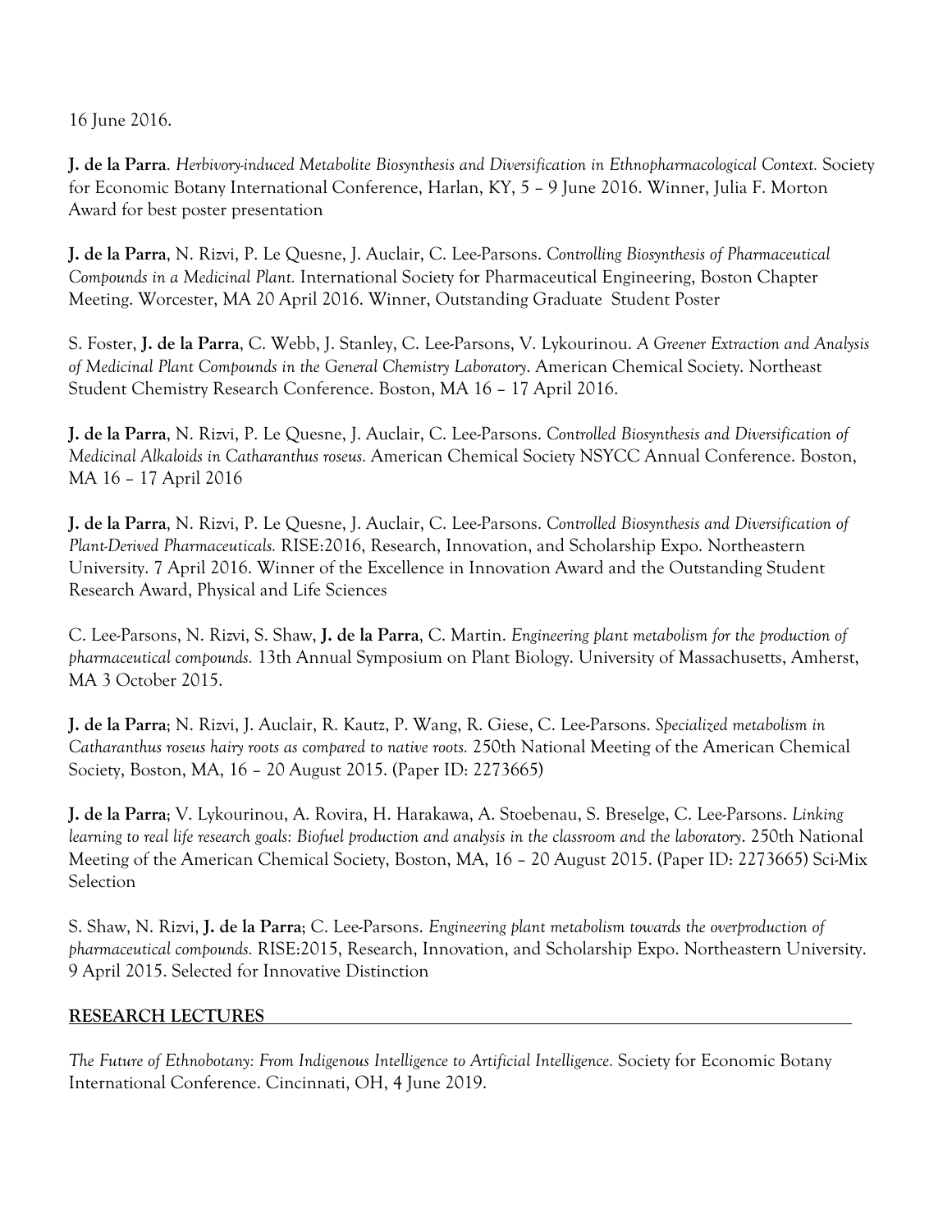16 June 2016.

**J. de la Parra**. *Herbivory-induced Metabolite Biosynthesis and Diversification in Ethnopharmacological Context.* Society for Economic Botany International Conference, Harlan, KY, 5 – 9 June 2016. Winner, Julia F. Morton Award for best poster presentation

**J. de la Parra**, N. Rizvi, P. Le Quesne, J. Auclair, C. Lee-Parsons. *Controlling Biosynthesis of Pharmaceutical Compounds in a Medicinal Plant.* International Society for Pharmaceutical Engineering, Boston Chapter Meeting. Worcester, MA 20 April 2016. Winner, Outstanding Graduate Student Poster

S. Foster, **J. de la Parra**, C. Webb, J. Stanley, C. Lee-Parsons, V. Lykourinou. *A Greener Extraction and Analysis of Medicinal Plant Compounds in the General Chemistry Laboratory*. American Chemical Society. Northeast Student Chemistry Research Conference. Boston, MA 16 – 17 April 2016.

**J. de la Parra**, N. Rizvi, P. Le Quesne, J. Auclair, C. Lee-Parsons. *Controlled Biosynthesis and Diversification of Medicinal Alkaloids in Catharanthus roseus.* American Chemical Society NSYCC Annual Conference. Boston, MA 16 – 17 April 2016

**J. de la Parra**, N. Rizvi, P. Le Quesne, J. Auclair, C. Lee-Parsons. *Controlled Biosynthesis and Diversification of Plant-Derived Pharmaceuticals.* RISE:2016, Research, Innovation, and Scholarship Expo. Northeastern University. 7 April 2016. Winner of the Excellence in Innovation Award and the Outstanding Student Research Award, Physical and Life Sciences

C. Lee-Parsons, N. Rizvi, S. Shaw, **J. de la Parra**, C. Martin. *Engineering plant metabolism for the production of pharmaceutical compounds.* 13th Annual Symposium on Plant Biology. University of Massachusetts, Amherst, MA 3 October 2015.

**J. de la Parra**; N. Rizvi, J. Auclair, R. Kautz, P. Wang, R. Giese, C. Lee-Parsons. *Specialized metabolism in Catharanthus roseus hairy roots as compared to native roots.* 250th National Meeting of the American Chemical Society, Boston, MA, 16 – 20 August 2015. (Paper ID: 2273665)

**J. de la Parra**; V. Lykourinou, A. Rovira, H. Harakawa, A. Stoebenau, S. Breselge, C. Lee-Parsons. *Linking learning to real life research goals: Biofuel production and analysis in the classroom and the laboratory*. 250th National Meeting of the American Chemical Society, Boston, MA, 16 – 20 August 2015. (Paper ID: 2273665) Sci-Mix Selection

S. Shaw, N. Rizvi, **J. de la Parra**; C. Lee-Parsons. *Engineering plant metabolism towards the overproduction of pharmaceutical compounds.* RISE:2015, Research, Innovation, and Scholarship Expo. Northeastern University. 9 April 2015. Selected for Innovative Distinction

## RESEARCH LECTURES

*The Future of Ethnobotany: From Indigenous Intelligence to Artificial Intelligence.* Society for Economic Botany International Conference. Cincinnati, OH, 4 June 2019.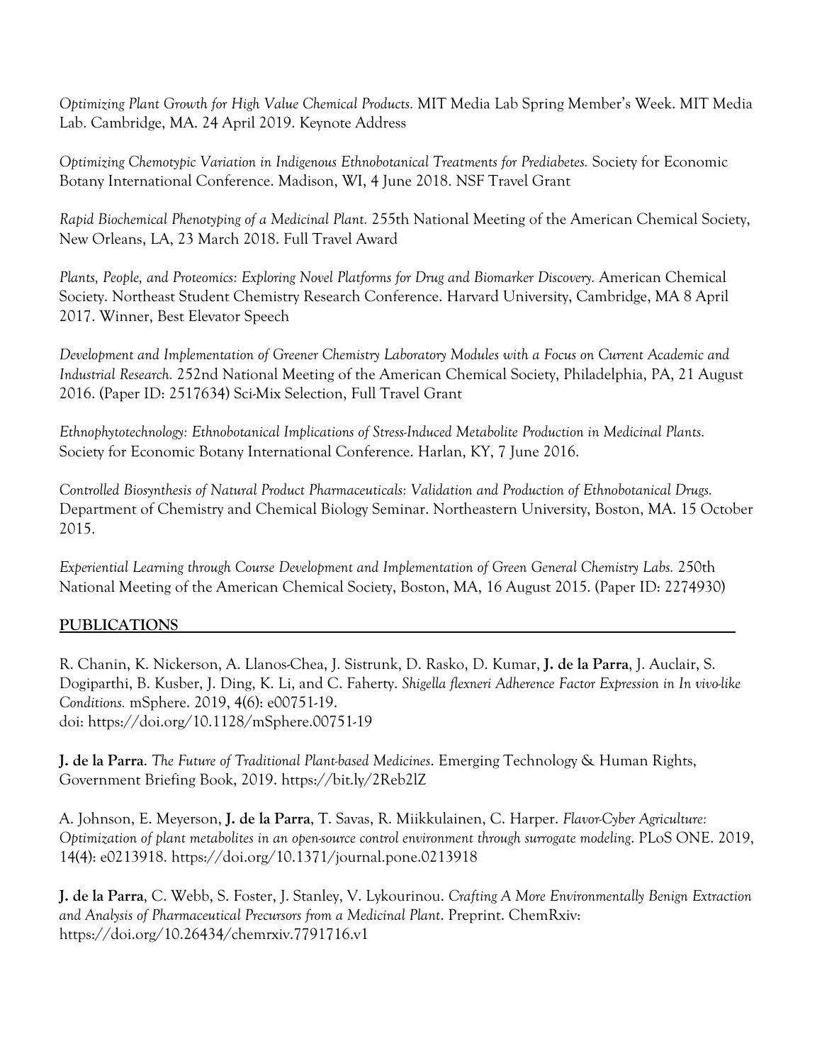*Optimizing Plant Growth for High Value Chemical Products.* MIT Media Lab Spring Member's Week. MIT Media Lab. Cambridge, MA. 24 April 2019. Keynote Address

*Optimizing Chemotypic Variation in Indigenous Ethnobotanical Treatments for Prediabetes.* Society for Economic Botany International Conference. Madison, WI, 4 June 2018. NSF Travel Grant

*Rapid Biochemical Phenotyping of a Medicinal Plant.* 255th National Meeting of the American Chemical Society, New Orleans, LA, 23 March 2018. Full Travel Award

*Plants, People, and Proteomics: Exploring Novel Platforms for Drug and Biomarker Discovery.* American Chemical Society. Northeast Student Chemistry Research Conference. Harvard University, Cambridge, MA 8 April 2017. Winner, Best Elevator Speech

*Development and Implementation of Greener Chemistry Laboratory Modules with a Focus on Current Academic and Industrial Research.* 252nd National Meeting of the American Chemical Society, Philadelphia, PA, 21 August 2016. (Paper ID: 2517634) Sci-Mix Selection, Full Travel Grant

*Ethnophytotechnology: Ethnobotanical Implications of Stress-Induced Metabolite Production in Medicinal Plants.* Society for Economic Botany International Conference. Harlan, KY, 7 June 2016.

*Controlled Biosynthesis of Natural Product Pharmaceuticals: Validation and Production of Ethnobotanical Drugs.* Department of Chemistry and Chemical Biology Seminar. Northeastern University, Boston, MA. 15 October 2015.

*Experiential Learning through Course Development and Implementation of Green General Chemistry Labs.* 250th National Meeting of the American Chemical Society, Boston, MA, 16 August 2015. (Paper ID: 2274930)

## PUBLICATIONS

R. Chanin, K. Nickerson, A. Llanos-Chea, J. Sistrunk, D. Rasko, D. Kumar, **J. de la Parra**, J. Auclair, S. Dogiparthi, B. Kusber, J. Ding, K. Li, and C. Faherty. *Shigella flexneri Adherence Factor Expression in In vivo-like Conditions.* mSphere. 2019, 4(6): e00751-19.
doi: https://doi.org/10.1128/mSphere.00751-19

**J. de la Parra**. *The Future of Traditional Plant-based Medicines*. Emerging Technology & Human Rights, Government Briefing Book, 2019. https://bit.ly/2Reb2lZ

A. Johnson, E. Meyerson, **J. de la Parra**, T. Savas, R. Miikkulainen, C. Harper. *Flavor-Cyber Agriculture: Optimization of plant metabolites in an open-source control environment through surrogate modeling*. PLoS ONE. 2019, 14(4): e0213918. https://doi.org/10.1371/journal.pone.0213918

**J. de la Parra**, C. Webb, S. Foster, J. Stanley, V. Lykourinou. *Crafting A More Environmentally Benign Extraction and Analysis of Pharmaceutical Precursors from a Medicinal Plant*. Preprint. ChemRxiv: https://doi.org/10.26434/chemrxiv.7791716.v1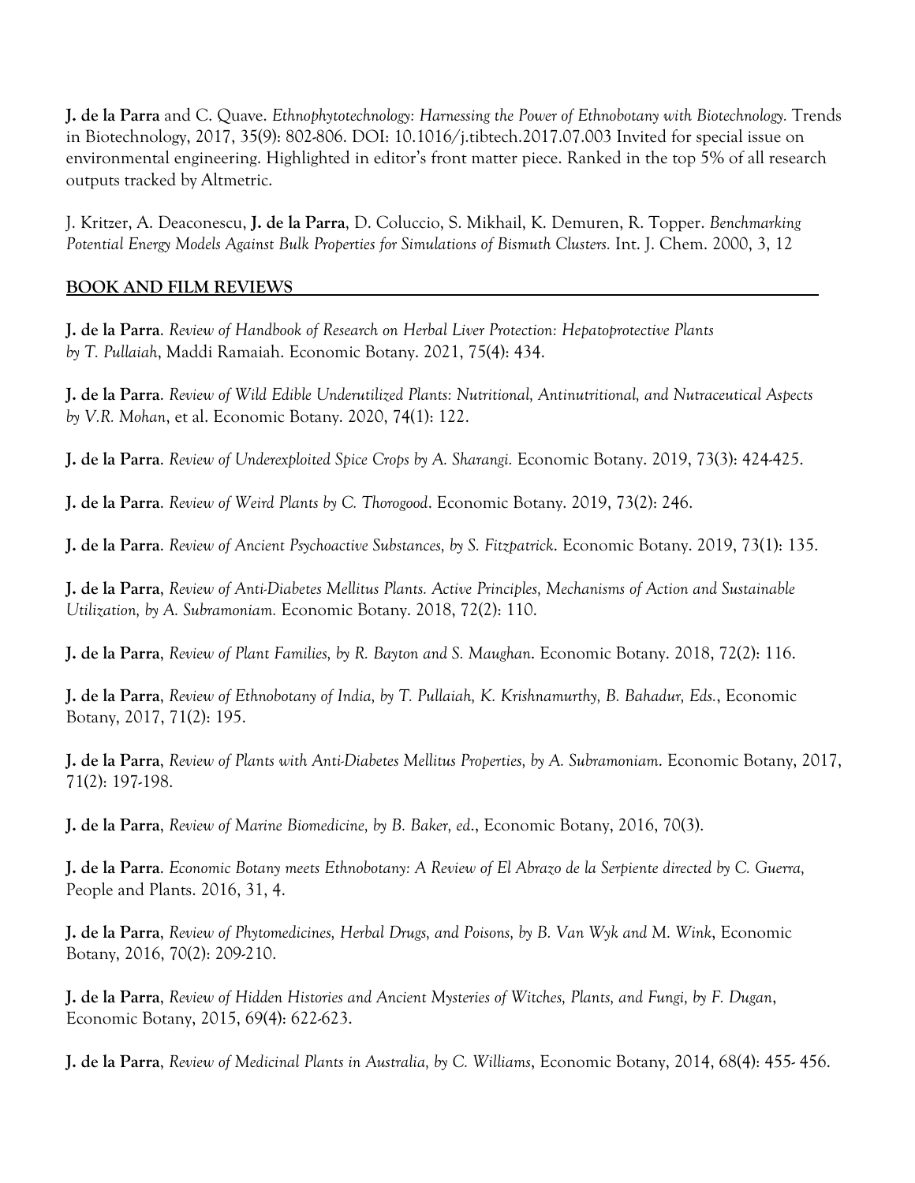**J. de la Parra** and C. Quave. *Ethnophytotechnology: Harnessing the Power of Ethnobotany with Biotechnology.* Trends in Biotechnology, 2017, 35(9): 802-806. DOI: 10.1016/j.tibtech.2017.07.003 Invited for special issue on environmental engineering. Highlighted in editor's front matter piece. Ranked in the top 5% of all research outputs tracked by Altmetric.

J. Kritzer, A. Deaconescu, **J. de la Parra**, D. Coluccio, S. Mikhail, K. Demuren, R. Topper. *Benchmarking Potential Energy Models Against Bulk Properties for Simulations of Bismuth Clusters.* Int. J. Chem. 2000, 3, 12

## BOOK AND FILM REVIEWS

**J. de la Parra**. *Review of Handbook of Research on Herbal Liver Protection: Hepatoprotective Plants by T. Pullaiah*, Maddi Ramaiah. Economic Botany. 2021, 75(4): 434.

**J. de la Parra**. *Review of Wild Edible Underutilized Plants: Nutritional, Antinutritional, and Nutraceutical Aspects by V.R. Mohan*, et al. Economic Botany. 2020, 74(1): 122.

**J. de la Parra**. *Review of Underexploited Spice Crops by A. Sharangi.* Economic Botany. 2019, 73(3): 424-425.

**J. de la Parra**. *Review of Weird Plants by C. Thorogood*. Economic Botany. 2019, 73(2): 246.

**J. de la Parra**. *Review of Ancient Psychoactive Substances, by S. Fitzpatrick*. Economic Botany. 2019, 73(1): 135.

**J. de la Parra**, *Review of Anti-Diabetes Mellitus Plants. Active Principles, Mechanisms of Action and Sustainable Utilization, by A. Subramoniam.* Economic Botany. 2018, 72(2): 110.

**J. de la Parra**, *Review of Plant Families, by R. Bayton and S. Maughan*. Economic Botany. 2018, 72(2): 116.

**J. de la Parra**, *Review of Ethnobotany of India, by T. Pullaiah, K. Krishnamurthy, B. Bahadur, Eds.*, Economic Botany, 2017, 71(2): 195.

**J. de la Parra**, *Review of Plants with Anti-Diabetes Mellitus Properties, by A. Subramoniam*. Economic Botany, 2017, 71(2): 197-198.

**J. de la Parra**, *Review of Marine Biomedicine, by B. Baker, ed*., Economic Botany, 2016, 70(3).

**J. de la Parra**. *Economic Botany meets Ethnobotany: A Review of El Abrazo de la Serpiente directed by C. Guerra,* People and Plants. 2016, 31, 4.

**J. de la Parra**, *Review of Phytomedicines, Herbal Drugs, and Poisons, by B. Van Wyk and M. Wink*, Economic Botany, 2016, 70(2): 209-210.

**J. de la Parra**, *Review of Hidden Histories and Ancient Mysteries of Witches, Plants, and Fungi, by F. Dugan*, Economic Botany, 2015, 69(4): 622-623.

**J. de la Parra**, *Review of Medicinal Plants in Australia, by C. Williams*, Economic Botany, 2014, 68(4): 455- 456.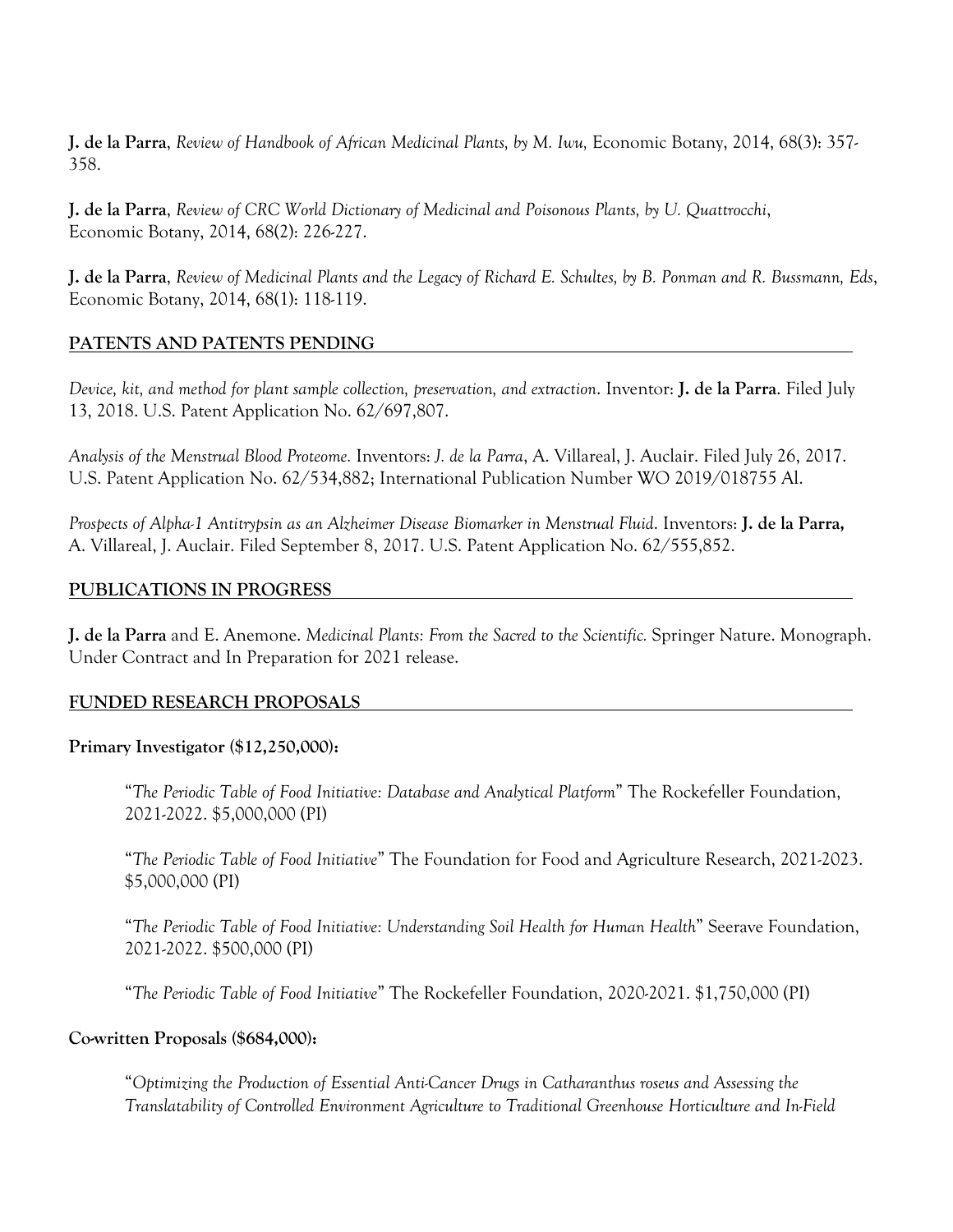**J. de la Parra**, *Review of Handbook of African Medicinal Plants, by M. Iwu,* Economic Botany, 2014, 68(3): 357-358.

**J. de la Parra**, *Review of CRC World Dictionary of Medicinal and Poisonous Plants, by U. Quattrocchi*, Economic Botany, 2014, 68(2): 226-227.

**J. de la Parra**, *Review of Medicinal Plants and the Legacy of Richard E. Schultes, by B. Ponman and R. Bussmann, Eds*, Economic Botany, 2014, 68(1): 118-119.

## PATENTS AND PATENTS PENDING

*Device, kit, and method for plant sample collection, preservation, and extraction*. Inventor: **J. de la Parra**. Filed July 13, 2018. U.S. Patent Application No. 62/697,807.

*Analysis of the Menstrual Blood Proteome.* Inventors: *J. de la Parra*, A. Villareal, J. Auclair. Filed July 26, 2017. U.S. Patent Application No. 62/534,882; International Publication Number WO 2019/018755 Al.

*Prospects of Alpha-1 Antitrypsin as an Alzheimer Disease Biomarker in Menstrual Fluid*. Inventors: **J. de la Parra,** A. Villareal, J. Auclair. Filed September 8, 2017. U.S. Patent Application No. 62/555,852.

## PUBLICATIONS IN PROGRESS

**J. de la Parra** and E. Anemone. *Medicinal Plants: From the Sacred to the Scientific.* Springer Nature. Monograph. Under Contract and In Preparation for 2021 release.

## FUNDED RESEARCH PROPOSALS

**Primary Investigator ($12,250,000):**

"*The Periodic Table of Food Initiative: Database and Analytical Platform*" The Rockefeller Foundation, 2021-2022. $5,000,000 (PI)

"*The Periodic Table of Food Initiative*" The Foundation for Food and Agriculture Research, 2021-2023. $5,000,000 (PI)

"*The Periodic Table of Food Initiative: Understanding Soil Health for Human Health*" Seerave Foundation, 2021-2022. $500,000 (PI)

"*The Periodic Table of Food Initiative*" The Rockefeller Foundation, 2020-2021. $1,750,000 (PI)

**Co-written Proposals ($684,000):**

"*Optimizing the Production of Essential Anti-Cancer Drugs in Catharanthus roseus and Assessing the Translatability of Controlled Environment Agriculture to Traditional Greenhouse Horticulture and In-Field*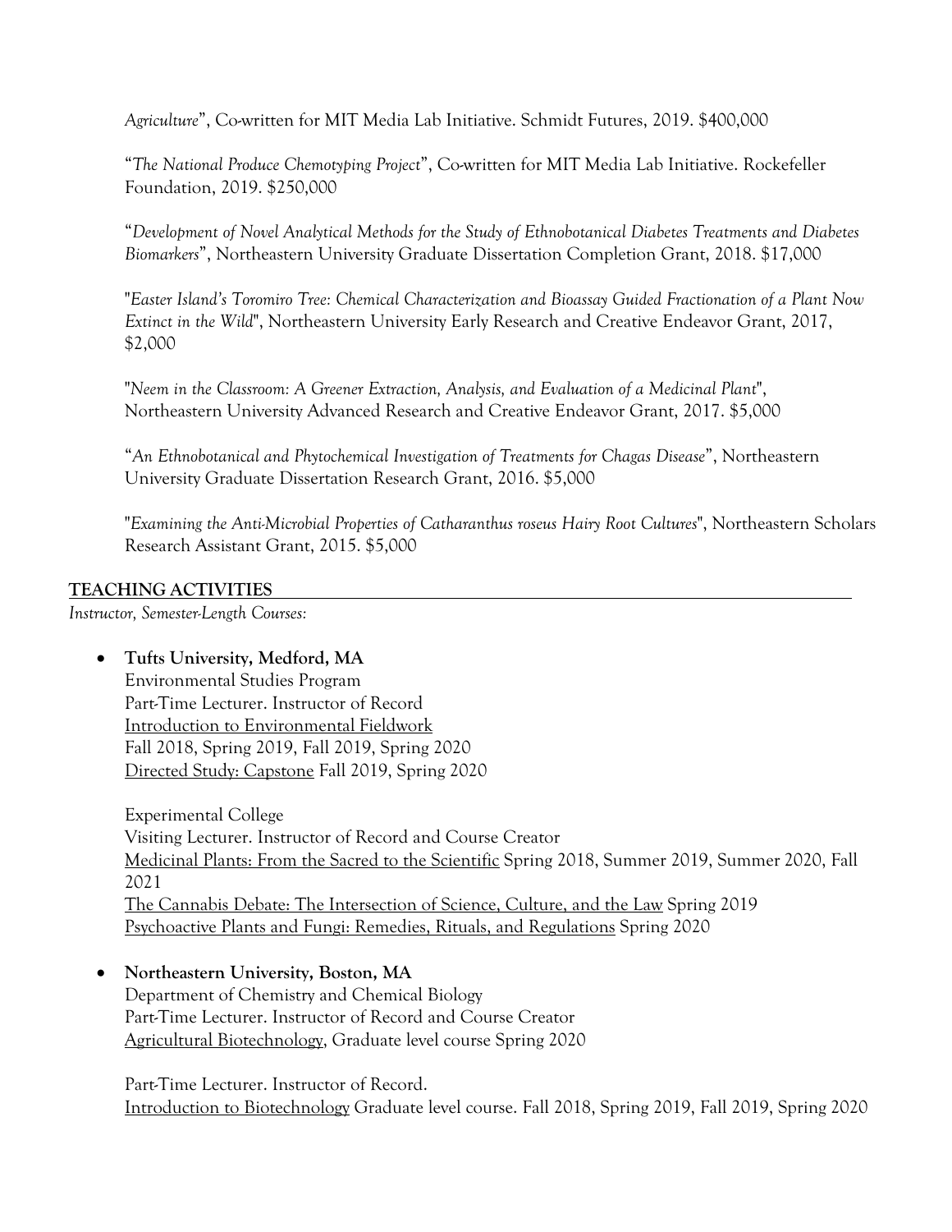*Agriculture*", Co-written for MIT Media Lab Initiative. Schmidt Futures, 2019. $400,000

"*The National Produce Chemotyping Project*", Co-written for MIT Media Lab Initiative. Rockefeller Foundation, 2019. $250,000

"*Development of Novel Analytical Methods for the Study of Ethnobotanical Diabetes Treatments and Diabetes Biomarkers*", Northeastern University Graduate Dissertation Completion Grant, 2018. $17,000

"*Easter Island's Toromiro Tree: Chemical Characterization and Bioassay Guided Fractionation of a Plant Now Extinct in the Wild*", Northeastern University Early Research and Creative Endeavor Grant, 2017, $2,000

"*Neem in the Classroom: A Greener Extraction, Analysis, and Evaluation of a Medicinal Plant*", Northeastern University Advanced Research and Creative Endeavor Grant, 2017. $5,000

"*An Ethnobotanical and Phytochemical Investigation of Treatments for Chagas Disease*", Northeastern University Graduate Dissertation Research Grant, 2016. $5,000

"*Examining the Anti-Microbial Properties of Catharanthus roseus Hairy Root Cultures*", Northeastern Scholars Research Assistant Grant, 2015. $5,000

## TEACHING ACTIVITIES

*Instructor, Semester-Length Courses:*

- **Tufts University, Medford, MA**
  Environmental Studies Program
  Part-Time Lecturer. Instructor of Record
  Introduction to Environmental Fieldwork
  Fall 2018, Spring 2019, Fall 2019, Spring 2020
  Directed Study: Capstone Fall 2019, Spring 2020

  Experimental College
  Visiting Lecturer. Instructor of Record and Course Creator
  Medicinal Plants: From the Sacred to the Scientific Spring 2018, Summer 2019, Summer 2020, Fall 2021
  The Cannabis Debate: The Intersection of Science, Culture, and the Law Spring 2019
  Psychoactive Plants and Fungi: Remedies, Rituals, and Regulations Spring 2020

- **Northeastern University, Boston, MA**
  Department of Chemistry and Chemical Biology
  Part-Time Lecturer. Instructor of Record and Course Creator
  Agricultural Biotechnology, Graduate level course Spring 2020

  Part-Time Lecturer. Instructor of Record.
  Introduction to Biotechnology Graduate level course. Fall 2018, Spring 2019, Fall 2019, Spring 2020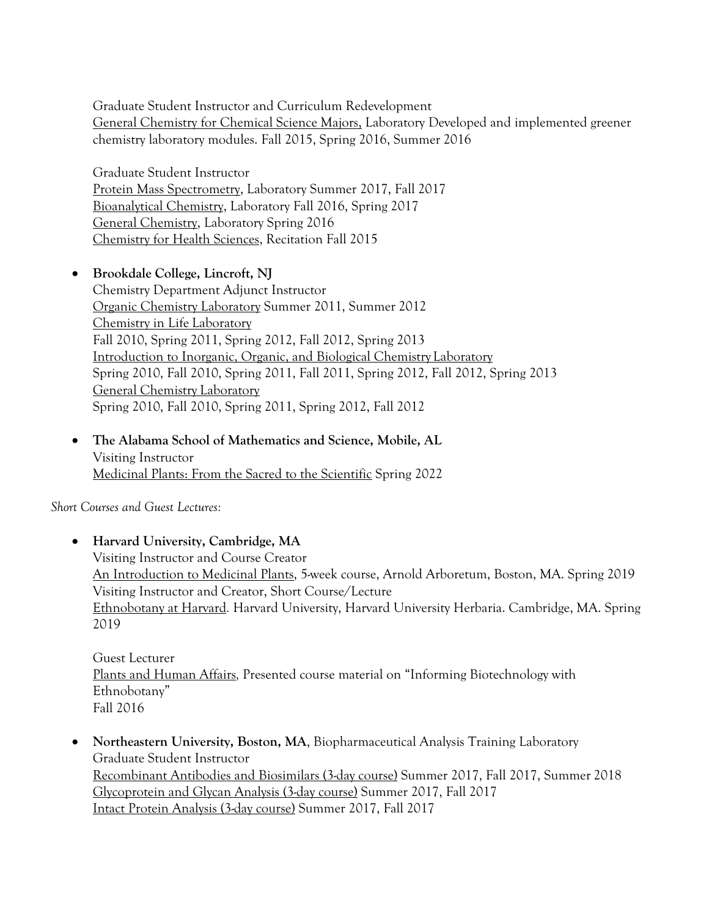Graduate Student Instructor and Curriculum Redevelopment
<u>General Chemistry for Chemical Science Majors,</u> Laboratory Developed and implemented greener chemistry laboratory modules. Fall 2015, Spring 2016, Summer 2016

Graduate Student Instructor
<u>Protein Mass Spectrometry</u>, Laboratory Summer 2017, Fall 2017
<u>Bioanalytical Chemistry</u>, Laboratory Fall 2016, Spring 2017
<u>General Chemistry</u>, Laboratory Spring 2016
<u>Chemistry for Health Sciences</u>, Recitation Fall 2015

- **Brookdale College, Lincroft, NJ**
  Chemistry Department Adjunct Instructor
  <u>Organic Chemistry Laboratory</u> Summer 2011, Summer 2012
  <u>Chemistry in Life Laboratory</u>
  Fall 2010, Spring 2011, Spring 2012, Fall 2012, Spring 2013
  <u>Introduction to Inorganic, Organic, and Biological Chemistry Laboratory</u>
  Spring 2010, Fall 2010, Spring 2011, Fall 2011, Spring 2012, Fall 2012, Spring 2013
  <u>General Chemistry Laboratory</u>
  Spring 2010, Fall 2010, Spring 2011, Spring 2012, Fall 2012

- **The Alabama School of Mathematics and Science, Mobile, AL**
  Visiting Instructor
  <u>Medicinal Plants: From the Sacred to the Scientific</u> Spring 2022

*Short Courses and Guest Lectures:*

- **Harvard University, Cambridge, MA**
  Visiting Instructor and Course Creator
  <u>An Introduction to Medicinal Plants</u>, 5-week course, Arnold Arboretum, Boston, MA. Spring 2019
  Visiting Instructor and Creator, Short Course/Lecture
  <u>Ethnobotany at Harvard</u>. Harvard University, Harvard University Herbaria. Cambridge, MA. Spring 2019

  Guest Lecturer
  <u>Plants and Human Affairs</u>, Presented course material on "Informing Biotechnology with Ethnobotany"
  Fall 2016

- **Northeastern University, Boston, MA**, Biopharmaceutical Analysis Training Laboratory
  Graduate Student Instructor
  <u>Recombinant Antibodies and Biosimilars (3-day course)</u> Summer 2017, Fall 2017, Summer 2018
  <u>Glycoprotein and Glycan Analysis (3-day course)</u> Summer 2017, Fall 2017
  <u>Intact Protein Analysis (3-day course)</u> Summer 2017, Fall 2017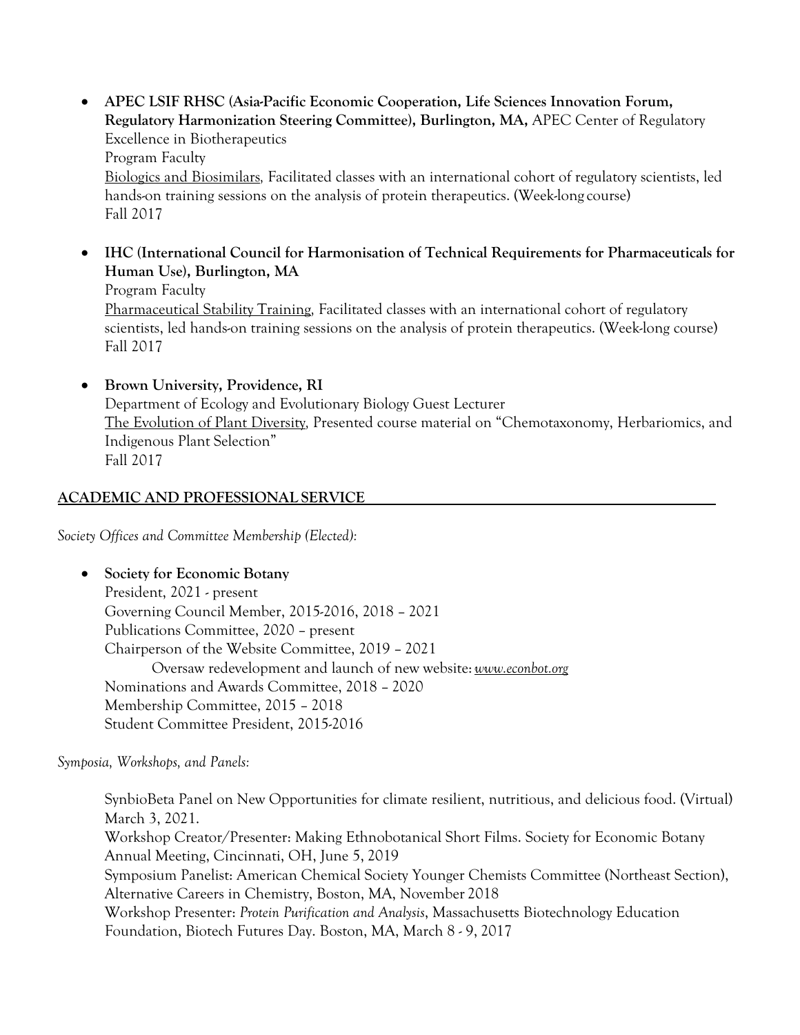- **APEC LSIF RHSC (Asia-Pacific Economic Cooperation, Life Sciences Innovation Forum, Regulatory Harmonization Steering Committee), Burlington, MA,** APEC Center of Regulatory Excellence in Biotherapeutics
  Program Faculty
  <u>Biologics and Biosimilars</u>, Facilitated classes with an international cohort of regulatory scientists, led hands-on training sessions on the analysis of protein therapeutics. (Week-long course)
  Fall 2017

- **IHC (International Council for Harmonisation of Technical Requirements for Pharmaceuticals for Human Use), Burlington, MA**
  Program Faculty
  <u>Pharmaceutical Stability Training</u>, Facilitated classes with an international cohort of regulatory scientists, led hands-on training sessions on the analysis of protein therapeutics. (Week-long course)
  Fall 2017

- **Brown University, Providence, RI**
  Department of Ecology and Evolutionary Biology Guest Lecturer
  <u>The Evolution of Plant Diversity</u>, Presented course material on "Chemotaxonomy, Herbariomics, and Indigenous Plant Selection"
  Fall 2017

## ACADEMIC AND PROFESSIONAL SERVICE

*Society Offices and Committee Membership (Elected):*

- **Society for Economic Botany**
  President, 2021 - present
  Governing Council Member, 2015-2016, 2018 – 2021
  Publications Committee, 2020 – present
  Chairperson of the Website Committee, 2019 – 2021
  Oversaw redevelopment and launch of new website: *www.econbot.org*
  Nominations and Awards Committee, 2018 – 2020
  Membership Committee, 2015 – 2018
  Student Committee President, 2015-2016

*Symposia, Workshops, and Panels:*

SynbioBeta Panel on New Opportunities for climate resilient, nutritious, and delicious food. (Virtual) March 3, 2021.
Workshop Creator/Presenter: Making Ethnobotanical Short Films. Society for Economic Botany Annual Meeting, Cincinnati, OH, June 5, 2019
Symposium Panelist: American Chemical Society Younger Chemists Committee (Northeast Section), Alternative Careers in Chemistry, Boston, MA, November 2018
Workshop Presenter: *Protein Purification and Analysis*, Massachusetts Biotechnology Education Foundation, Biotech Futures Day. Boston, MA, March 8 - 9, 2017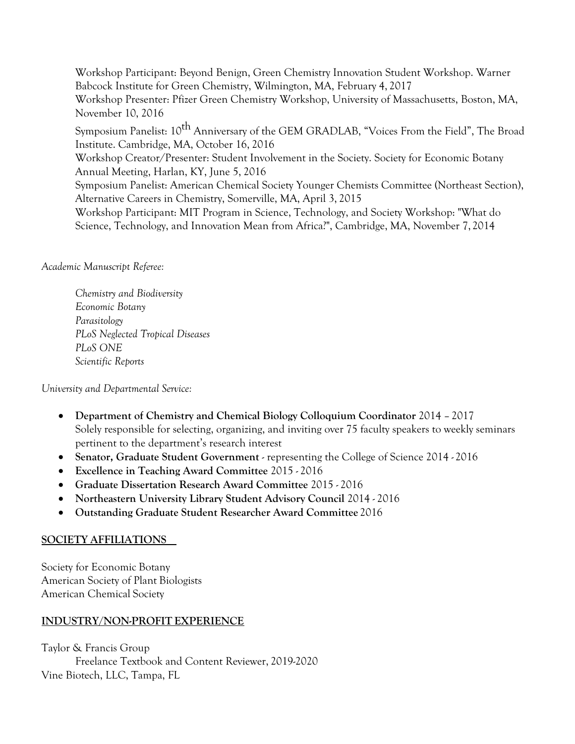Workshop Participant: Beyond Benign, Green Chemistry Innovation Student Workshop. Warner Babcock Institute for Green Chemistry, Wilmington, MA, February 4, 2017

Workshop Presenter: Pfizer Green Chemistry Workshop, University of Massachusetts, Boston, MA, November 10, 2016

Symposium Panelist: 10$^{th}$ Anniversary of the GEM GRADLAB, "Voices From the Field", The Broad Institute. Cambridge, MA, October 16, 2016

Workshop Creator/Presenter: Student Involvement in the Society. Society for Economic Botany Annual Meeting, Harlan, KY, June 5, 2016

Symposium Panelist: American Chemical Society Younger Chemists Committee (Northeast Section), Alternative Careers in Chemistry, Somerville, MA, April 3, 2015

Workshop Participant: MIT Program in Science, Technology, and Society Workshop: "What do Science, Technology, and Innovation Mean from Africa?", Cambridge, MA, November 7, 2014

*Academic Manuscript Referee:*

*Chemistry and Biodiversity*
*Economic Botany*
*Parasitology*
*PLoS Neglected Tropical Diseases*
*PLoS ONE*
*Scientific Reports*

*University and Departmental Service:*

- **Department of Chemistry and Chemical Biology Colloquium Coordinator** 2014 – 2017
  Solely responsible for selecting, organizing, and inviting over 75 faculty speakers to weekly seminars pertinent to the department's research interest
- **Senator, Graduate Student Government** - representing the College of Science 2014 - 2016
- **Excellence in Teaching Award Committee** 2015 - 2016
- **Graduate Dissertation Research Award Committee** 2015 - 2016
- **Northeastern University Library Student Advisory Council** 2014 - 2016
- **Outstanding Graduate Student Researcher Award Committee** 2016

## SOCIETY AFFILIATIONS

Society for Economic Botany
American Society of Plant Biologists
American Chemical Society

## INDUSTRY/NON-PROFIT EXPERIENCE

Taylor & Francis Group
Freelance Textbook and Content Reviewer, 2019-2020

Vine Biotech, LLC, Tampa, FL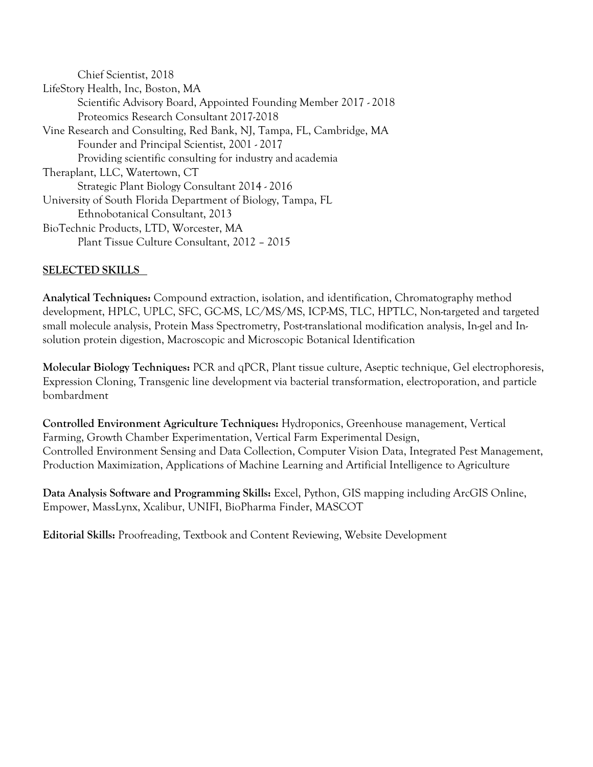Chief Scientist, 2018

LifeStory Health, Inc, Boston, MA

Scientific Advisory Board, Appointed Founding Member 2017 - 2018

Proteomics Research Consultant 2017-2018

Vine Research and Consulting, Red Bank, NJ, Tampa, FL, Cambridge, MA

Founder and Principal Scientist, 2001 - 2017

Providing scientific consulting for industry and academia

Theraplant, LLC, Watertown, CT

Strategic Plant Biology Consultant 2014 - 2016

University of South Florida Department of Biology, Tampa, FL

Ethnobotanical Consultant, 2013

BioTechnic Products, LTD, Worcester, MA

Plant Tissue Culture Consultant, 2012 – 2015

## SELECTED SKILLS

**Analytical Techniques:** Compound extraction, isolation, and identification, Chromatography method development, HPLC, UPLC, SFC, GC-MS, LC/MS/MS, ICP-MS, TLC, HPTLC, Non-targeted and targeted small molecule analysis, Protein Mass Spectrometry, Post-translational modification analysis, In-gel and In-solution protein digestion, Macroscopic and Microscopic Botanical Identification

**Molecular Biology Techniques:** PCR and qPCR, Plant tissue culture, Aseptic technique, Gel electrophoresis, Expression Cloning, Transgenic line development via bacterial transformation, electroporation, and particle bombardment

**Controlled Environment Agriculture Techniques:** Hydroponics, Greenhouse management, Vertical Farming, Growth Chamber Experimentation, Vertical Farm Experimental Design, Controlled Environment Sensing and Data Collection, Computer Vision Data, Integrated Pest Management, Production Maximization, Applications of Machine Learning and Artificial Intelligence to Agriculture

**Data Analysis Software and Programming Skills:** Excel, Python, GIS mapping including ArcGIS Online, Empower, MassLynx, Xcalibur, UNIFI, BioPharma Finder, MASCOT

**Editorial Skills:** Proofreading, Textbook and Content Reviewing, Website Development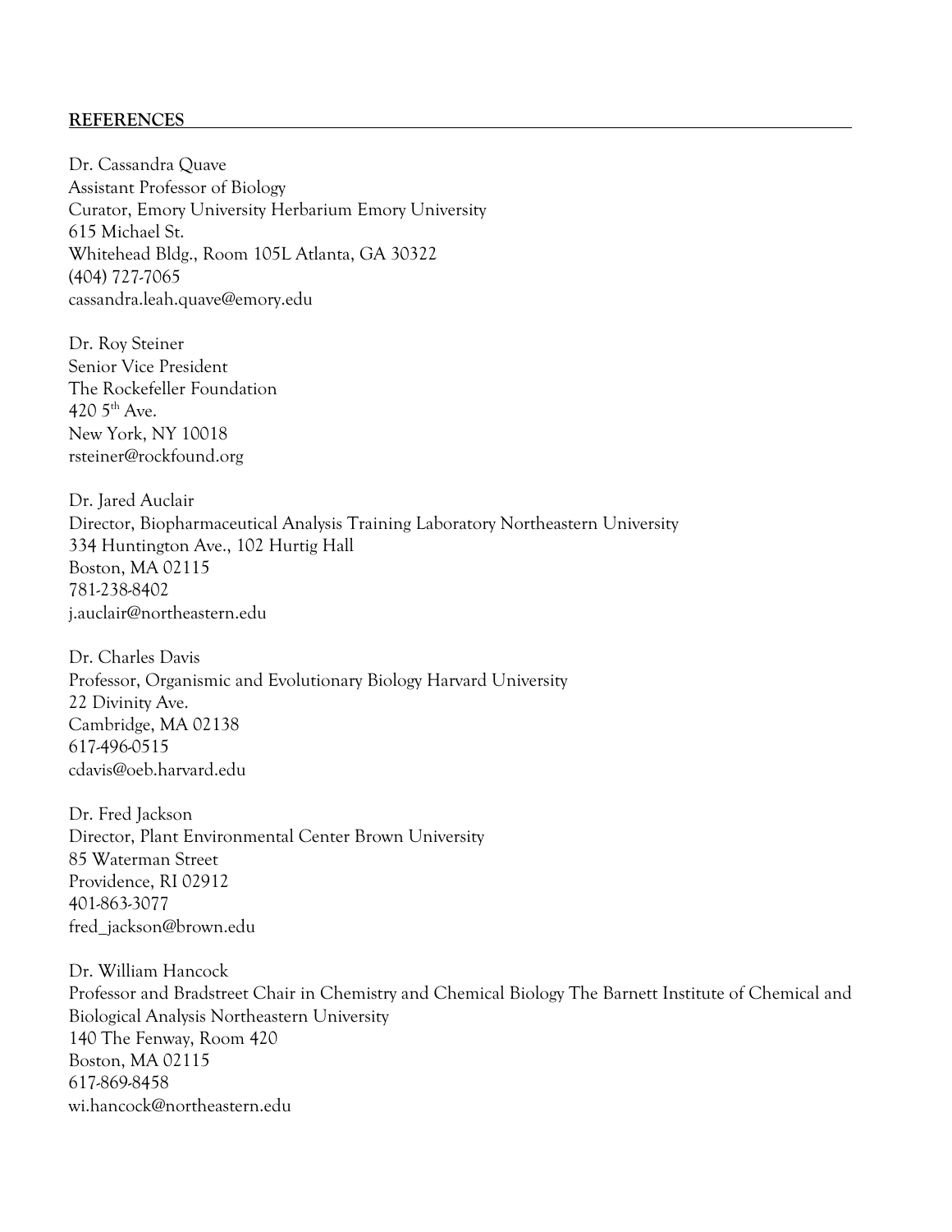**REFERENCES**

Dr. Cassandra Quave
Assistant Professor of Biology
Curator, Emory University Herbarium Emory University
615 Michael St.
Whitehead Bldg., Room 105L Atlanta, GA 30322
(404) 727-7065
cassandra.leah.quave@emory.edu

Dr. Roy Steiner
Senior Vice President
The Rockefeller Foundation
420 5th Ave.
New York, NY 10018
rsteiner@rockfound.org

Dr. Jared Auclair
Director, Biopharmaceutical Analysis Training Laboratory Northeastern University
334 Huntington Ave., 102 Hurtig Hall
Boston, MA 02115
781-238-8402
j.auclair@northeastern.edu

Dr. Charles Davis
Professor, Organismic and Evolutionary Biology Harvard University
22 Divinity Ave.
Cambridge, MA 02138
617-496-0515
cdavis@oeb.harvard.edu

Dr. Fred Jackson
Director, Plant Environmental Center Brown University
85 Waterman Street
Providence, RI 02912
401-863-3077
fred_jackson@brown.edu

Dr. William Hancock
Professor and Bradstreet Chair in Chemistry and Chemical Biology The Barnett Institute of Chemical and Biological Analysis Northeastern University
140 The Fenway, Room 420
Boston, MA 02115
617-869-8458
wi.hancock@northeastern.edu